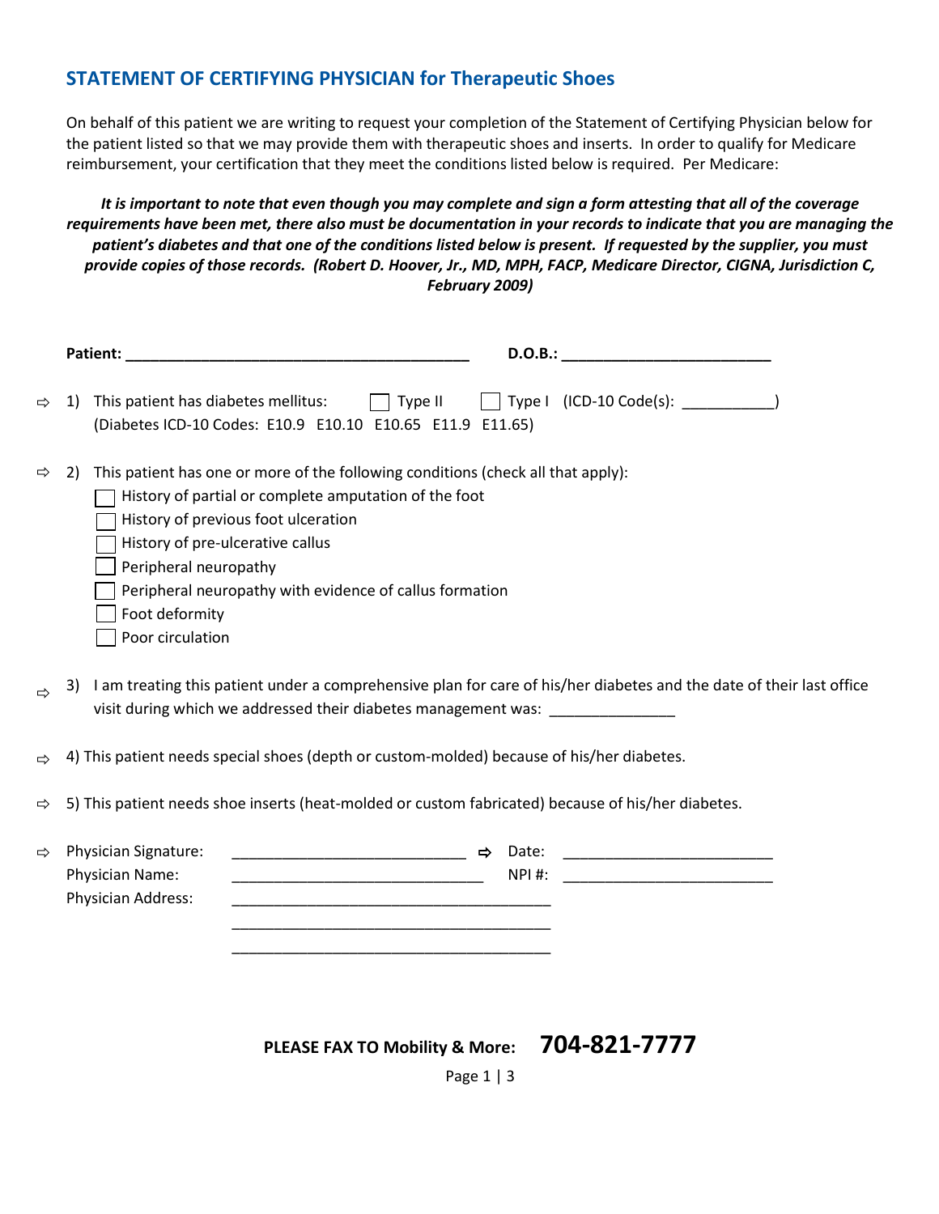## STATEMENT OF CERTIFYING PHYSICIAN for Therapeutic Shoes

On behalf of this patient we are writing to request your completion of the Statement of Certifying Physician below for the patient listed so that we may provide them with therapeutic shoes and inserts. In order to qualify for Medicare reimbursement, your certification that they meet the conditions listed below is required. Per Medicare:

***It is important to note that even though you may complete and sign a form attesting that all of the coverage requirements have been met, there also must be documentation in your records to indicate that you are managing the patient's diabetes and that one of the conditions listed below is present. If requested by the supplier, you must provide copies of those records. (Robert D. Hoover, Jr., MD, MPH, FACP, Medicare Director, CIGNA, Jurisdiction C, February 2009)***

**Patient:** ________________________________________ **D.O.B.:** ________________________

⇨ 1) This patient has diabetes mellitus: ☐ Type II ☐ Type I (ICD-10 Code(s): ___________)
(Diabetes ICD-10 Codes: E10.9 E10.10 E10.65 E11.9 E11.65)

⇨ 2) This patient has one or more of the following conditions (check all that apply):

- ☐ History of partial or complete amputation of the foot
- ☐ History of previous foot ulceration
- ☐ History of pre-ulcerative callus
- ☐ Peripheral neuropathy
- ☐ Peripheral neuropathy with evidence of callus formation
- ☐ Foot deformity
- ☐ Poor circulation

⇨ 3) I am treating this patient under a comprehensive plan for care of his/her diabetes and the date of their last office visit during which we addressed their diabetes management was: _______________

⇨ 4) This patient needs special shoes (depth or custom-molded) because of his/her diabetes.

⇨ 5) This patient needs shoe inserts (heat-molded or custom fabricated) because of his/her diabetes.

⇨ Physician Signature: ____________________________ ⇨ Date: _________________________
Physician Name: ______________________________ NPI #: _________________________
Physician Address: ______________________________________
______________________________________
______________________________________

**PLEASE FAX TO Mobility & More: 704-821-7777**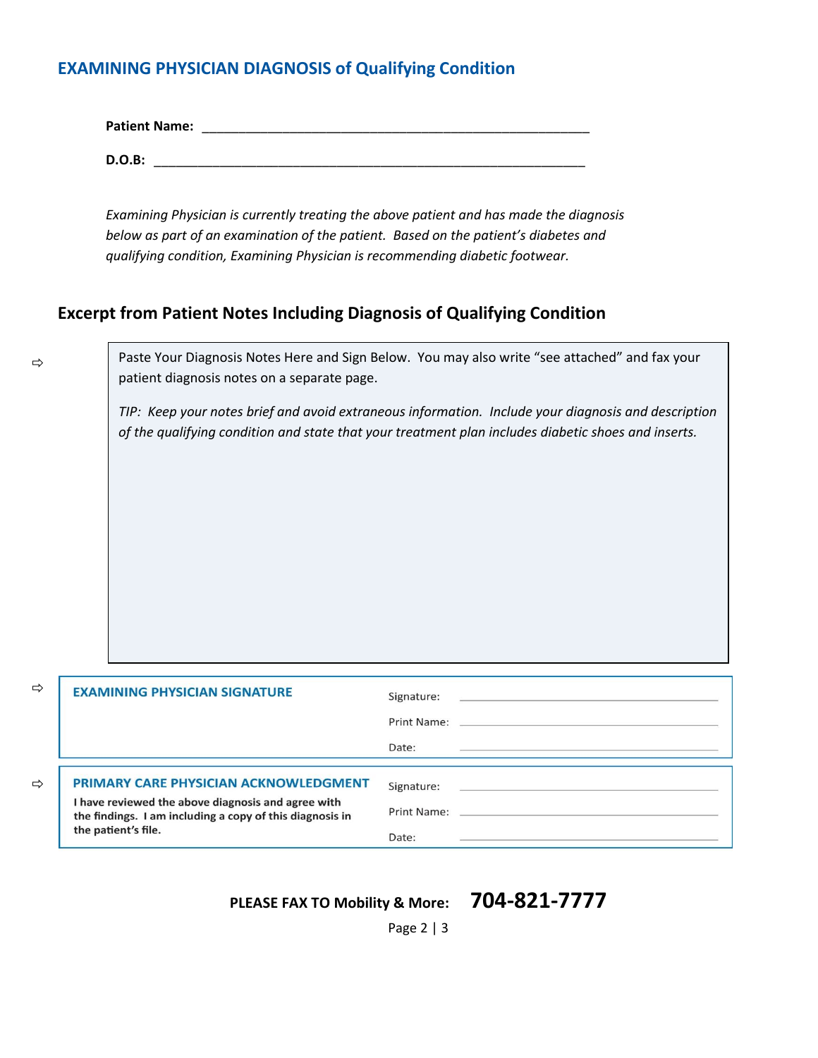## EXAMINING PHYSICIAN DIAGNOSIS of Qualifying Condition

**Patient Name:** ________________________________________________

**D.O.B:** ________________________________________________

*Examining Physician is currently treating the above patient and has made the diagnosis below as part of an examination of the patient. Based on the patient's diabetes and qualifying condition, Examining Physician is recommending diabetic footwear.*

## Excerpt from Patient Notes Including Diagnosis of Qualifying Condition

⇨

Paste Your Diagnosis Notes Here and Sign Below. You may also write "see attached" and fax your patient diagnosis notes on a separate page.

*TIP: Keep your notes brief and avoid extraneous information. Include your diagnosis and description of the qualifying condition and state that your treatment plan includes diabetic shoes and inserts.*

⇨ **EXAMINING PHYSICIAN SIGNATURE**

Signature: ________________________________

Print Name: ________________________________

Date: ________________________________

⇨ **PRIMARY CARE PHYSICIAN ACKNOWLEDGMENT**

**I have reviewed the above diagnosis and agree with the findings. I am including a copy of this diagnosis in the patient's file.**

Signature: ________________________________

Print Name: ________________________________

Date: ________________________________

**PLEASE FAX TO Mobility & More: 704-821-7777**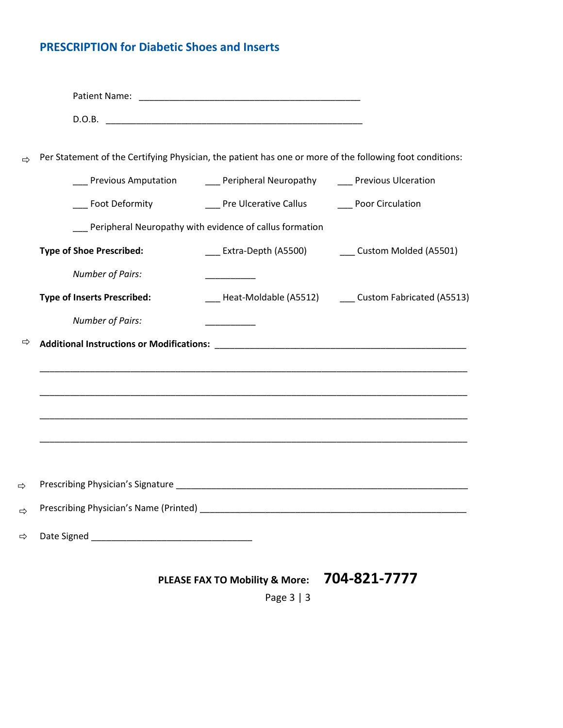## PRESCRIPTION for Diabetic Shoes and Inserts

Patient Name: ____________________________________________

D.O.B. ____________________________________________________

⇨ Per Statement of the Certifying Physician, the patient has one or more of the following foot conditions:

| | | |
|---|---|---|
| ___ Previous Amputation | ___ Peripheral Neuropathy | ___ Previous Ulceration |
| ___ Foot Deformity | ___ Pre Ulcerative Callus | ___ Poor Circulation |
| ___ Peripheral Neuropathy with evidence of callus formation | | |

| | | |
|---|---|---|
| **Type of Shoe Prescribed:** | ___ Extra-Depth (A5500) | ___ Custom Molded (A5501) |
| *Number of Pairs:* | __________ | |
| **Type of Inserts Prescribed:** | ___ Heat-Moldable (A5512) | ___ Custom Fabricated (A5513) |
| *Number of Pairs:* | __________ | |

⇨ **Additional Instructions or Modifications:** ___________________________________________________

_____________________________________________________________________________________

_____________________________________________________________________________________

_____________________________________________________________________________________

_____________________________________________________________________________________

⇨ Prescribing Physician's Signature ___________________________________________________________

⇨ Prescribing Physician's Name (Printed) ______________________________________________________

⇨ Date Signed ________________________________

**PLEASE FAX TO Mobility & More: 704-821-7777**